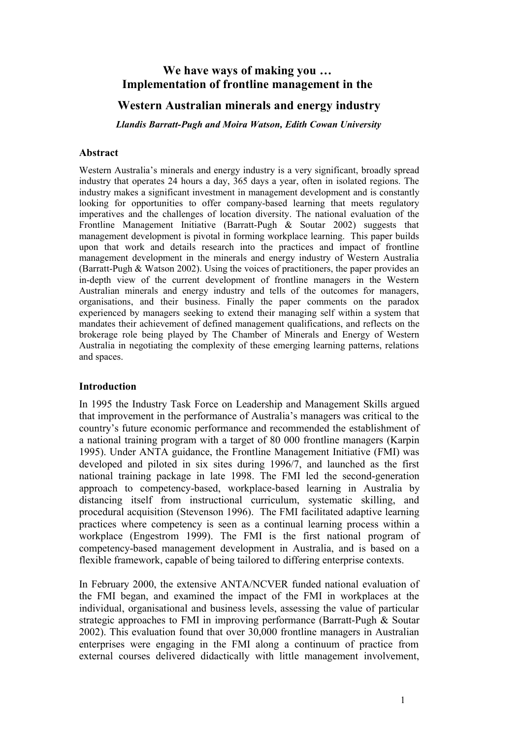# We have ways of making you …
# Implementation of frontline management in the Western Australian minerals and energy industry

***Llandis Barratt-Pugh and Moira Watson, Edith Cowan University***

## Abstract

Western Australia's minerals and energy industry is a very significant, broadly spread industry that operates 24 hours a day, 365 days a year, often in isolated regions. The industry makes a significant investment in management development and is constantly looking for opportunities to offer company-based learning that meets regulatory imperatives and the challenges of location diversity. The national evaluation of the Frontline Management Initiative (Barratt-Pugh & Soutar 2002) suggests that management development is pivotal in forming workplace learning. This paper builds upon that work and details research into the practices and impact of frontline management development in the minerals and energy industry of Western Australia (Barratt-Pugh & Watson 2002). Using the voices of practitioners, the paper provides an in-depth view of the current development of frontline managers in the Western Australian minerals and energy industry and tells of the outcomes for managers, organisations, and their business. Finally the paper comments on the paradox experienced by managers seeking to extend their managing self within a system that mandates their achievement of defined management qualifications, and reflects on the brokerage role being played by The Chamber of Minerals and Energy of Western Australia in negotiating the complexity of these emerging learning patterns, relations and spaces.

## Introduction

In 1995 the Industry Task Force on Leadership and Management Skills argued that improvement in the performance of Australia's managers was critical to the country's future economic performance and recommended the establishment of a national training program with a target of 80 000 frontline managers (Karpin 1995). Under ANTA guidance, the Frontline Management Initiative (FMI) was developed and piloted in six sites during 1996/7, and launched as the first national training package in late 1998. The FMI led the second-generation approach to competency-based, workplace-based learning in Australia by distancing itself from instructional curriculum, systematic skilling, and procedural acquisition (Stevenson 1996). The FMI facilitated adaptive learning practices where competency is seen as a continual learning process within a workplace (Engestrom 1999). The FMI is the first national program of competency-based management development in Australia, and is based on a flexible framework, capable of being tailored to differing enterprise contexts.

In February 2000, the extensive ANTA/NCVER funded national evaluation of the FMI began, and examined the impact of the FMI in workplaces at the individual, organisational and business levels, assessing the value of particular strategic approaches to FMI in improving performance (Barratt-Pugh & Soutar 2002). This evaluation found that over 30,000 frontline managers in Australian enterprises were engaging in the FMI along a continuum of practice from external courses delivered didactically with little management involvement,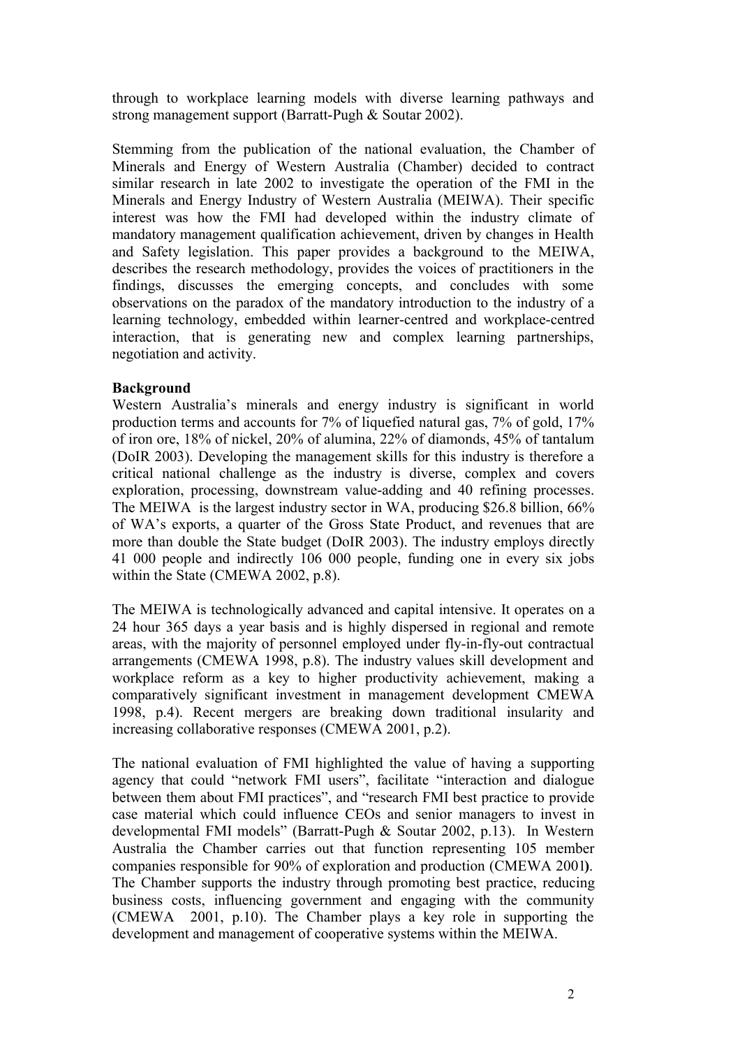through to workplace learning models with diverse learning pathways and strong management support (Barratt-Pugh & Soutar 2002).

Stemming from the publication of the national evaluation, the Chamber of Minerals and Energy of Western Australia (Chamber) decided to contract similar research in late 2002 to investigate the operation of the FMI in the Minerals and Energy Industry of Western Australia (MEIWA). Their specific interest was how the FMI had developed within the industry climate of mandatory management qualification achievement, driven by changes in Health and Safety legislation. This paper provides a background to the MEIWA, describes the research methodology, provides the voices of practitioners in the findings, discusses the emerging concepts, and concludes with some observations on the paradox of the mandatory introduction to the industry of a learning technology, embedded within learner-centred and workplace-centred interaction, that is generating new and complex learning partnerships, negotiation and activity.

**Background**

Western Australia's minerals and energy industry is significant in world production terms and accounts for 7% of liquefied natural gas, 7% of gold, 17% of iron ore, 18% of nickel, 20% of alumina, 22% of diamonds, 45% of tantalum (DoIR 2003). Developing the management skills for this industry is therefore a critical national challenge as the industry is diverse, complex and covers exploration, processing, downstream value-adding and 40 refining processes. The MEIWA is the largest industry sector in WA, producing $26.8 billion, 66% of WA's exports, a quarter of the Gross State Product, and revenues that are more than double the State budget (DoIR 2003). The industry employs directly 41 000 people and indirectly 106 000 people, funding one in every six jobs within the State (CMEWA 2002, p.8).

The MEIWA is technologically advanced and capital intensive. It operates on a 24 hour 365 days a year basis and is highly dispersed in regional and remote areas, with the majority of personnel employed under fly-in-fly-out contractual arrangements (CMEWA 1998, p.8). The industry values skill development and workplace reform as a key to higher productivity achievement, making a comparatively significant investment in management development CMEWA 1998, p.4). Recent mergers are breaking down traditional insularity and increasing collaborative responses (CMEWA 2001, p.2).

The national evaluation of FMI highlighted the value of having a supporting agency that could "network FMI users", facilitate "interaction and dialogue between them about FMI practices", and "research FMI best practice to provide case material which could influence CEOs and senior managers to invest in developmental FMI models" (Barratt-Pugh & Soutar 2002, p.13). In Western Australia the Chamber carries out that function representing 105 member companies responsible for 90% of exploration and production (CMEWA 2001). The Chamber supports the industry through promoting best practice, reducing business costs, influencing government and engaging with the community (CMEWA 2001, p.10). The Chamber plays a key role in supporting the development and management of cooperative systems within the MEIWA.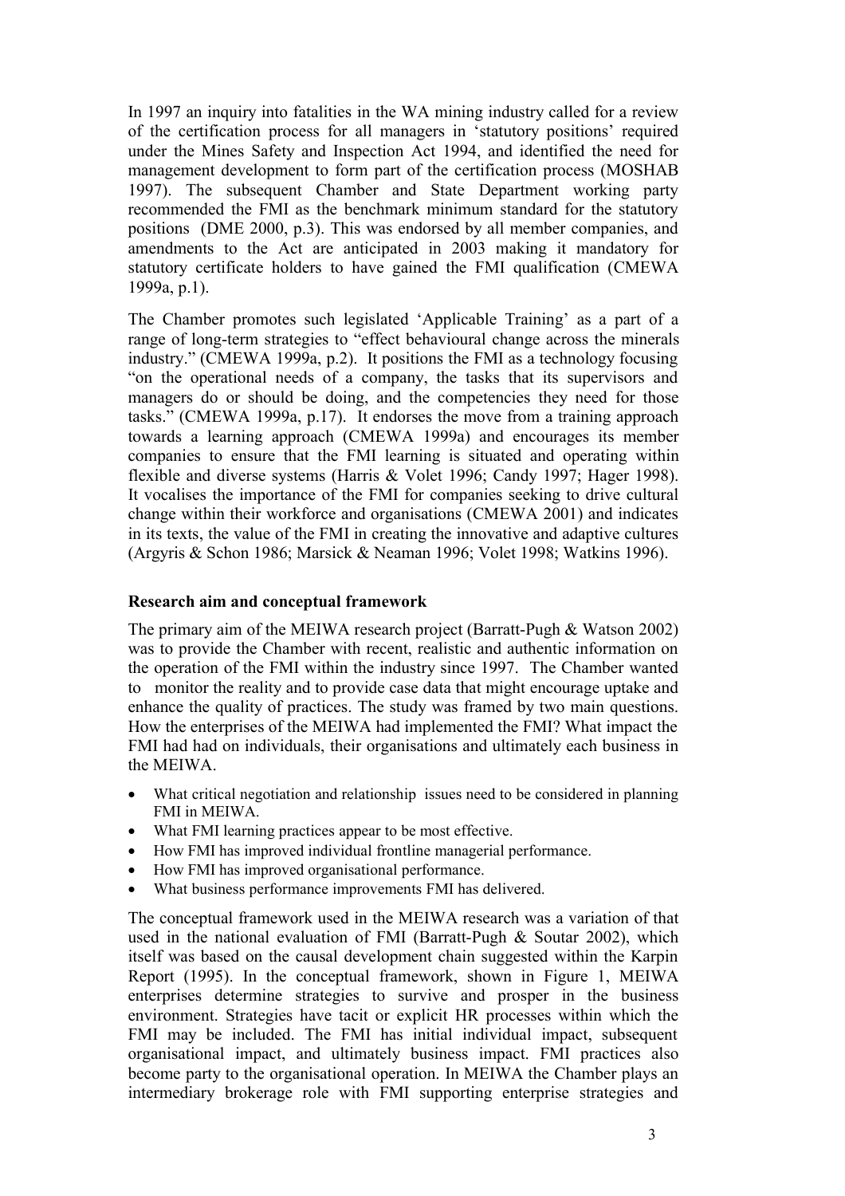In 1997 an inquiry into fatalities in the WA mining industry called for a review of the certification process for all managers in 'statutory positions' required under the Mines Safety and Inspection Act 1994, and identified the need for management development to form part of the certification process (MOSHAB 1997). The subsequent Chamber and State Department working party recommended the FMI as the benchmark minimum standard for the statutory positions (DME 2000, p.3). This was endorsed by all member companies, and amendments to the Act are anticipated in 2003 making it mandatory for statutory certificate holders to have gained the FMI qualification (CMEWA 1999a, p.1).

The Chamber promotes such legislated 'Applicable Training' as a part of a range of long-term strategies to "effect behavioural change across the minerals industry." (CMEWA 1999a, p.2). It positions the FMI as a technology focusing "on the operational needs of a company, the tasks that its supervisors and managers do or should be doing, and the competencies they need for those tasks." (CMEWA 1999a, p.17). It endorses the move from a training approach towards a learning approach (CMEWA 1999a) and encourages its member companies to ensure that the FMI learning is situated and operating within flexible and diverse systems (Harris & Volet 1996; Candy 1997; Hager 1998). It vocalises the importance of the FMI for companies seeking to drive cultural change within their workforce and organisations (CMEWA 2001) and indicates in its texts, the value of the FMI in creating the innovative and adaptive cultures (Argyris & Schon 1986; Marsick & Neaman 1996; Volet 1998; Watkins 1996).

## Research aim and conceptual framework

The primary aim of the MEIWA research project (Barratt-Pugh & Watson 2002) was to provide the Chamber with recent, realistic and authentic information on the operation of the FMI within the industry since 1997. The Chamber wanted to monitor the reality and to provide case data that might encourage uptake and enhance the quality of practices. The study was framed by two main questions. How the enterprises of the MEIWA had implemented the FMI? What impact the FMI had had on individuals, their organisations and ultimately each business in the MEIWA.

- What critical negotiation and relationship issues need to be considered in planning FMI in MEIWA.
- What FMI learning practices appear to be most effective.
- How FMI has improved individual frontline managerial performance.
- How FMI has improved organisational performance.
- What business performance improvements FMI has delivered.

The conceptual framework used in the MEIWA research was a variation of that used in the national evaluation of FMI (Barratt-Pugh & Soutar 2002), which itself was based on the causal development chain suggested within the Karpin Report (1995). In the conceptual framework, shown in Figure 1, MEIWA enterprises determine strategies to survive and prosper in the business environment. Strategies have tacit or explicit HR processes within which the FMI may be included. The FMI has initial individual impact, subsequent organisational impact, and ultimately business impact. FMI practices also become party to the organisational operation. In MEIWA the Chamber plays an intermediary brokerage role with FMI supporting enterprise strategies and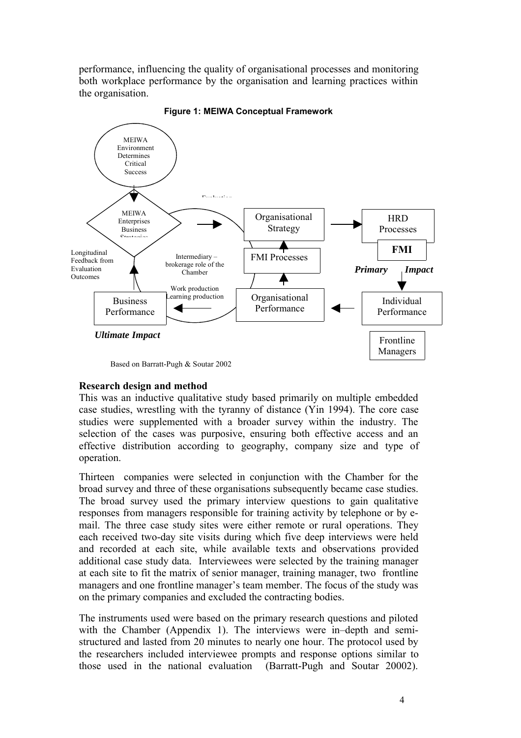performance, influencing the quality of organisational processes and monitoring both workplace performance by the organisation and learning practices within the organisation.

**Figure 1: MEIWA Conceptual Framework**

MEIWA Environment Determines Critical Success

MEIWA Enterprises Business Strategies

Evaluation

Organisational Strategy

HRD Processes

FMI

FMI Processes

Longitudinal Feedback from Evaluation Outcomes

Intermediary – brokerage role of the Chamber

*Primary Impact*

Work production Learning production

Business Performance

Organisational Performance

Individual Performance

*Ultimate Impact*

Frontline Managers

Based on Barratt-Pugh & Soutar 2002

**Research design and method**

This was an inductive qualitative study based primarily on multiple embedded case studies, wrestling with the tyranny of distance (Yin 1994). The core case studies were supplemented with a broader survey within the industry. The selection of the cases was purposive, ensuring both effective access and an effective distribution according to geography, company size and type of operation.

Thirteen companies were selected in conjunction with the Chamber for the broad survey and three of these organisations subsequently became case studies. The broad survey used the primary interview questions to gain qualitative responses from managers responsible for training activity by telephone or by e-mail. The three case study sites were either remote or rural operations. They each received two-day site visits during which five deep interviews were held and recorded at each site, while available texts and observations provided additional case study data. Interviewees were selected by the training manager at each site to fit the matrix of senior manager, training manager, two frontline managers and one frontline manager's team member. The focus of the study was on the primary companies and excluded the contracting bodies.

The instruments used were based on the primary research questions and piloted with the Chamber (Appendix 1). The interviews were in–depth and semi-structured and lasted from 20 minutes to nearly one hour. The protocol used by the researchers included interviewee prompts and response options similar to those used in the national evaluation (Barratt-Pugh and Soutar 20002).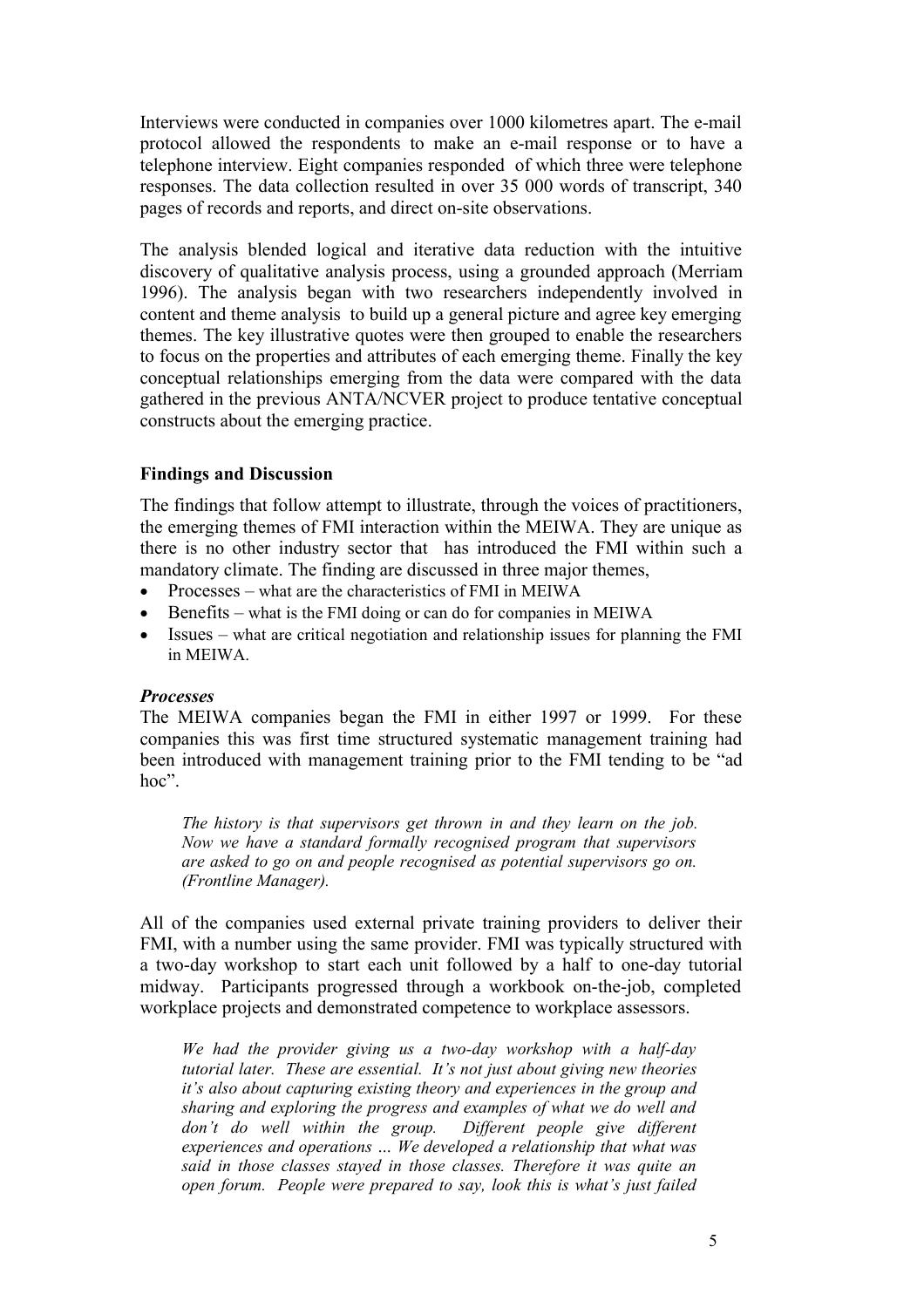Interviews were conducted in companies over 1000 kilometres apart. The e-mail protocol allowed the respondents to make an e-mail response or to have a telephone interview. Eight companies responded of which three were telephone responses. The data collection resulted in over 35 000 words of transcript, 340 pages of records and reports, and direct on-site observations.

The analysis blended logical and iterative data reduction with the intuitive discovery of qualitative analysis process, using a grounded approach (Merriam 1996). The analysis began with two researchers independently involved in content and theme analysis to build up a general picture and agree key emerging themes. The key illustrative quotes were then grouped to enable the researchers to focus on the properties and attributes of each emerging theme. Finally the key conceptual relationships emerging from the data were compared with the data gathered in the previous ANTA/NCVER project to produce tentative conceptual constructs about the emerging practice.

### Findings and Discussion

The findings that follow attempt to illustrate, through the voices of practitioners, the emerging themes of FMI interaction within the MEIWA. They are unique as there is no other industry sector that has introduced the FMI within such a mandatory climate. The finding are discussed in three major themes,

- Processes – what are the characteristics of FMI in MEIWA
- Benefits – what is the FMI doing or can do for companies in MEIWA
- Issues – what are critical negotiation and relationship issues for planning the FMI in MEIWA.

#### *Processes*

The MEIWA companies began the FMI in either 1997 or 1999. For these companies this was first time structured systematic management training had been introduced with management training prior to the FMI tending to be "ad hoc".

> *The history is that supervisors get thrown in and they learn on the job. Now we have a standard formally recognised program that supervisors are asked to go on and people recognised as potential supervisors go on. (Frontline Manager).*

All of the companies used external private training providers to deliver their FMI, with a number using the same provider. FMI was typically structured with a two-day workshop to start each unit followed by a half to one-day tutorial midway. Participants progressed through a workbook on-the-job, completed workplace projects and demonstrated competence to workplace assessors.

> *We had the provider giving us a two-day workshop with a half-day tutorial later. These are essential. It's not just about giving new theories it's also about capturing existing theory and experiences in the group and sharing and exploring the progress and examples of what we do well and don't do well within the group. Different people give different experiences and operations … We developed a relationship that what was said in those classes stayed in those classes. Therefore it was quite an open forum. People were prepared to say, look this is what's just failed*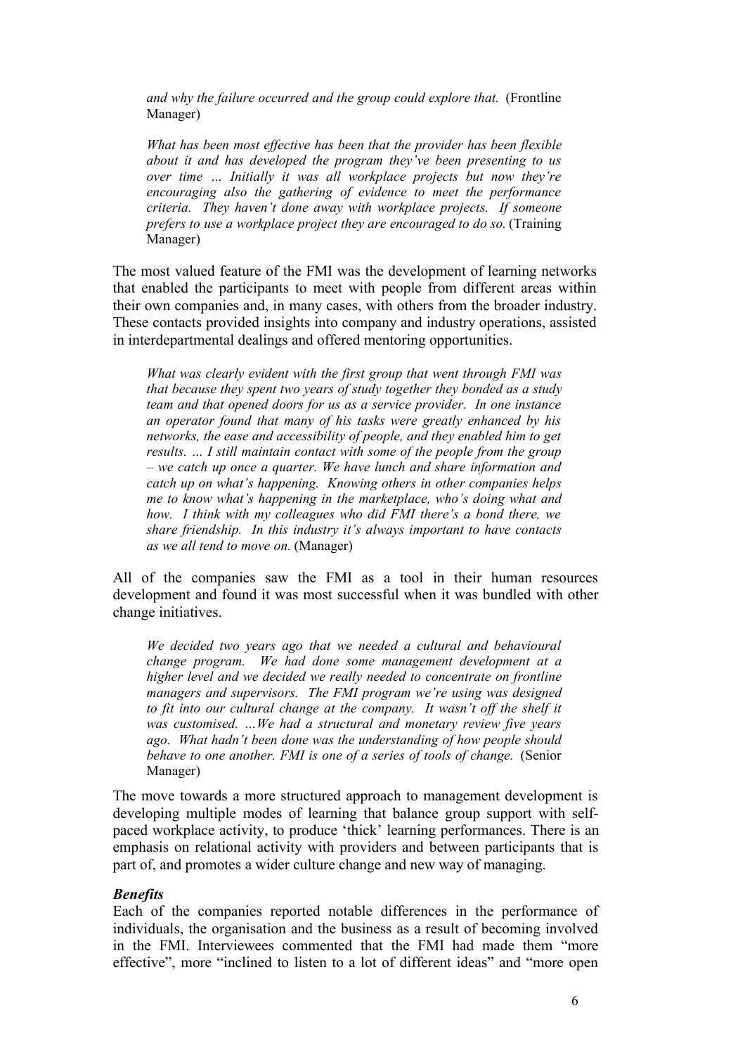> *and why the failure occurred and the group could explore that.* (Frontline Manager)

> *What has been most effective has been that the provider has been flexible about it and has developed the program they've been presenting to us over time … Initially it was all workplace projects but now they're encouraging also the gathering of evidence to meet the performance criteria. They haven't done away with workplace projects. If someone prefers to use a workplace project they are encouraged to do so.* (Training Manager)

The most valued feature of the FMI was the development of learning networks that enabled the participants to meet with people from different areas within their own companies and, in many cases, with others from the broader industry. These contacts provided insights into company and industry operations, assisted in interdepartmental dealings and offered mentoring opportunities.

> *What was clearly evident with the first group that went through FMI was that because they spent two years of study together they bonded as a study team and that opened doors for us as a service provider. In one instance an operator found that many of his tasks were greatly enhanced by his networks, the ease and accessibility of people, and they enabled him to get results. … I still maintain contact with some of the people from the group – we catch up once a quarter. We have lunch and share information and catch up on what's happening. Knowing others in other companies helps me to know what's happening in the marketplace, who's doing what and how. I think with my colleagues who did FMI there's a bond there, we share friendship. In this industry it's always important to have contacts as we all tend to move on.* (Manager)

All of the companies saw the FMI as a tool in their human resources development and found it was most successful when it was bundled with other change initiatives.

> *We decided two years ago that we needed a cultural and behavioural change program. We had done some management development at a higher level and we decided we really needed to concentrate on frontline managers and supervisors. The FMI program we're using was designed to fit into our cultural change at the company. It wasn't off the shelf it was customised. …We had a structural and monetary review five years ago. What hadn't been done was the understanding of how people should behave to one another. FMI is one of a series of tools of change.* (Senior Manager)

The move towards a more structured approach to management development is developing multiple modes of learning that balance group support with self-paced workplace activity, to produce 'thick' learning performances. There is an emphasis on relational activity with providers and between participants that is part of, and promotes a wider culture change and new way of managing.

### *Benefits*

Each of the companies reported notable differences in the performance of individuals, the organisation and the business as a result of becoming involved in the FMI. Interviewees commented that the FMI had made them "more effective", more "inclined to listen to a lot of different ideas" and "more open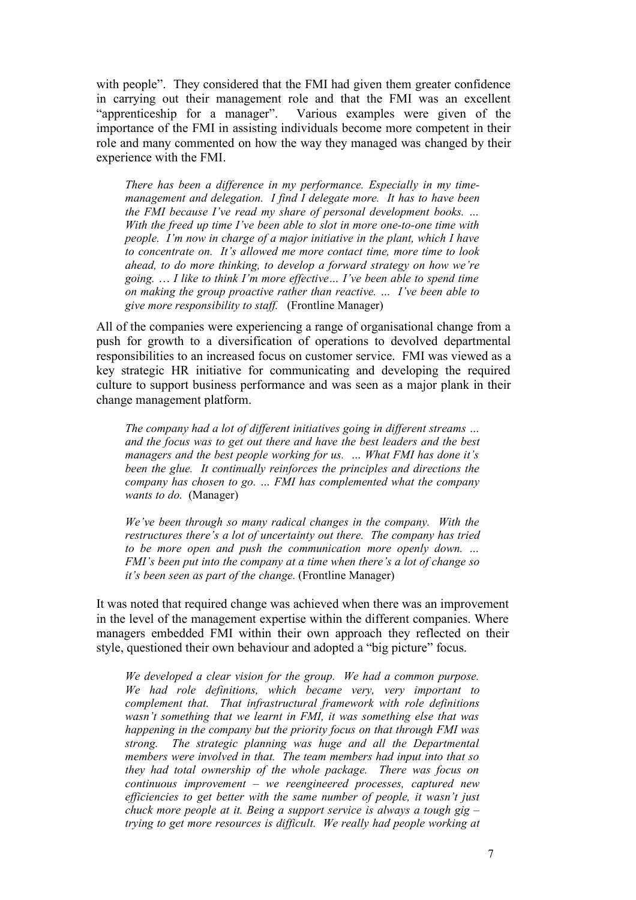with people". They considered that the FMI had given them greater confidence in carrying out their management role and that the FMI was an excellent "apprenticeship for a manager". Various examples were given of the importance of the FMI in assisting individuals become more competent in their role and many commented on how the way they managed was changed by their experience with the FMI.

> *There has been a difference in my performance. Especially in my time-management and delegation. I find I delegate more. It has to have been the FMI because I've read my share of personal development books. … With the freed up time I've been able to slot in more one-to-one time with people. I'm now in charge of a major initiative in the plant, which I have to concentrate on. It's allowed me more contact time, more time to look ahead, to do more thinking, to develop a forward strategy on how we're going. … I like to think I'm more effective… I've been able to spend time on making the group proactive rather than reactive. … I've been able to give more responsibility to staff.* (Frontline Manager)

All of the companies were experiencing a range of organisational change from a push for growth to a diversification of operations to devolved departmental responsibilities to an increased focus on customer service. FMI was viewed as a key strategic HR initiative for communicating and developing the required culture to support business performance and was seen as a major plank in their change management platform.

> *The company had a lot of different initiatives going in different streams … and the focus was to get out there and have the best leaders and the best managers and the best people working for us. … What FMI has done it's been the glue. It continually reinforces the principles and directions the company has chosen to go. … FMI has complemented what the company wants to do.* (Manager)

> *We've been through so many radical changes in the company. With the restructures there's a lot of uncertainty out there. The company has tried to be more open and push the communication more openly down. … FMI's been put into the company at a time when there's a lot of change so it's been seen as part of the change.* (Frontline Manager)

It was noted that required change was achieved when there was an improvement in the level of the management expertise within the different companies. Where managers embedded FMI within their own approach they reflected on their style, questioned their own behaviour and adopted a "big picture" focus.

> *We developed a clear vision for the group. We had a common purpose. We had role definitions, which became very, very important to complement that. That infrastructural framework with role definitions wasn't something that we learnt in FMI, it was something else that was happening in the company but the priority focus on that through FMI was strong. The strategic planning was huge and all the Departmental members were involved in that. The team members had input into that so they had total ownership of the whole package. There was focus on continuous improvement – we reengineered processes, captured new efficiencies to get better with the same number of people, it wasn't just chuck more people at it. Being a support service is always a tough gig – trying to get more resources is difficult. We really had people working at*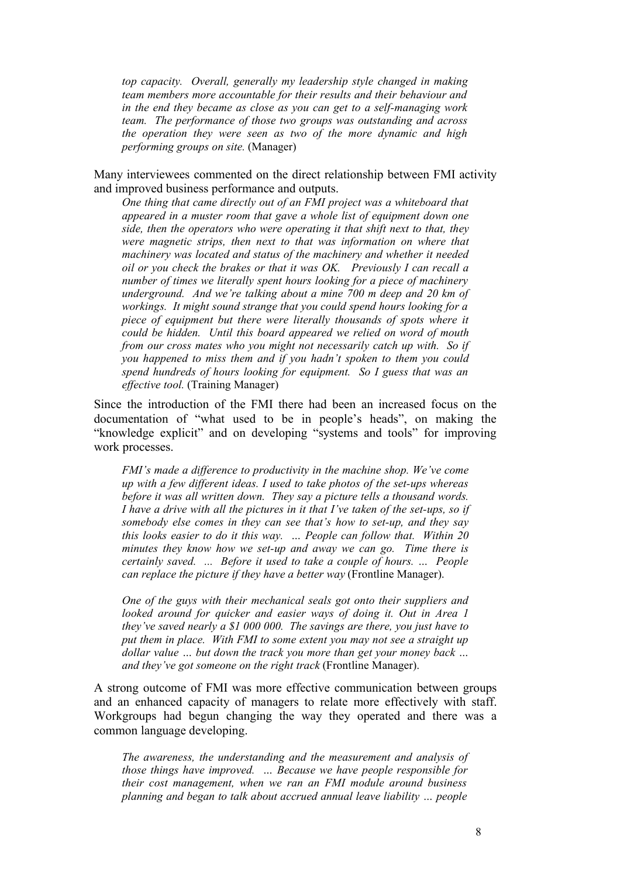> *top capacity. Overall, generally my leadership style changed in making team members more accountable for their results and their behaviour and in the end they became as close as you can get to a self-managing work team. The performance of those two groups was outstanding and across the operation they were seen as two of the more dynamic and high performing groups on site.* (Manager)

Many interviewees commented on the direct relationship between FMI activity and improved business performance and outputs.

> *One thing that came directly out of an FMI project was a whiteboard that appeared in a muster room that gave a whole list of equipment down one side, then the operators who were operating it that shift next to that, they were magnetic strips, then next to that was information on where that machinery was located and status of the machinery and whether it needed oil or you check the brakes or that it was OK. Previously I can recall a number of times we literally spent hours looking for a piece of machinery underground. And we're talking about a mine 700 m deep and 20 km of workings. It might sound strange that you could spend hours looking for a piece of equipment but there were literally thousands of spots where it could be hidden. Until this board appeared we relied on word of mouth from our cross mates who you might not necessarily catch up with. So if you happened to miss them and if you hadn't spoken to them you could spend hundreds of hours looking for equipment. So I guess that was an effective tool.* (Training Manager)

Since the introduction of the FMI there had been an increased focus on the documentation of "what used to be in people's heads", on making the "knowledge explicit" and on developing "systems and tools" for improving work processes.

> *FMI's made a difference to productivity in the machine shop. We've come up with a few different ideas. I used to take photos of the set-ups whereas before it was all written down. They say a picture tells a thousand words. I have a drive with all the pictures in it that I've taken of the set-ups, so if somebody else comes in they can see that's how to set-up, and they say this looks easier to do it this way. … People can follow that. Within 20 minutes they know how we set-up and away we can go. Time there is certainly saved. … Before it used to take a couple of hours. … People can replace the picture if they have a better way* (Frontline Manager).

> *One of the guys with their mechanical seals got onto their suppliers and looked around for quicker and easier ways of doing it. Out in Area 1 they've saved nearly a $1 000 000. The savings are there, you just have to put them in place. With FMI to some extent you may not see a straight up dollar value … but down the track you more than get your money back … and they've got someone on the right track* (Frontline Manager).

A strong outcome of FMI was more effective communication between groups and an enhanced capacity of managers to relate more effectively with staff. Workgroups had begun changing the way they operated and there was a common language developing.

> *The awareness, the understanding and the measurement and analysis of those things have improved. … Because we have people responsible for their cost management, when we ran an FMI module around business planning and began to talk about accrued annual leave liability … people*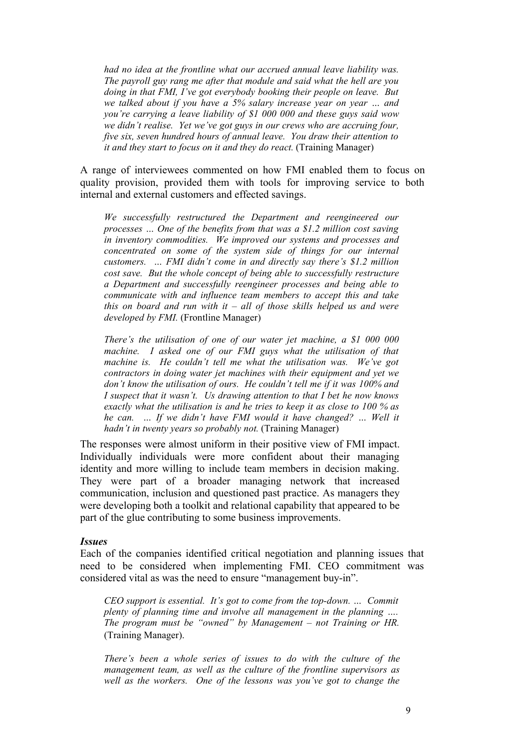*had no idea at the frontline what our accrued annual leave liability was. The payroll guy rang me after that module and said what the hell are you doing in that FMI, I've got everybody booking their people on leave. But we talked about if you have a 5% salary increase year on year … and you're carrying a leave liability of $1 000 000 and these guys said wow we didn't realise. Yet we've got guys in our crews who are accruing four, five six, seven hundred hours of annual leave. You draw their attention to it and they start to focus on it and they do react.* (Training Manager)

A range of interviewees commented on how FMI enabled them to focus on quality provision, provided them with tools for improving service to both internal and external customers and effected savings.

> *We successfully restructured the Department and reengineered our processes … One of the benefits from that was a $1.2 million cost saving in inventory commodities. We improved our systems and processes and concentrated on some of the system side of things for our internal customers. … FMI didn't come in and directly say there's $1.2 million cost save. But the whole concept of being able to successfully restructure a Department and successfully reengineer processes and being able to communicate with and influence team members to accept this and take this on board and run with it – all of those skills helped us and were developed by FMI.* (Frontline Manager)

> *There's the utilisation of one of our water jet machine, a $1 000 000 machine. I asked one of our FMI guys what the utilisation of that machine is. He couldn't tell me what the utilisation was. We've got contractors in doing water jet machines with their equipment and yet we don't know the utilisation of ours. He couldn't tell me if it was 100% and I suspect that it wasn't. Us drawing attention to that I bet he now knows exactly what the utilisation is and he tries to keep it as close to 100 % as he can. … If we didn't have FMI would it have changed? … Well it hadn't in twenty years so probably not.* (Training Manager)

The responses were almost uniform in their positive view of FMI impact. Individually individuals were more confident about their managing identity and more willing to include team members in decision making. They were part of a broader managing network that increased communication, inclusion and questioned past practice. As managers they were developing both a toolkit and relational capability that appeared to be part of the glue contributing to some business improvements.

### *Issues*

Each of the companies identified critical negotiation and planning issues that need to be considered when implementing FMI. CEO commitment was considered vital as was the need to ensure "management buy-in".

> *CEO support is essential. It's got to come from the top-down. … Commit plenty of planning time and involve all management in the planning …. The program must be "owned" by Management – not Training or HR.* (Training Manager).

> *There's been a whole series of issues to do with the culture of the management team, as well as the culture of the frontline supervisors as well as the workers. One of the lessons was you've got to change the*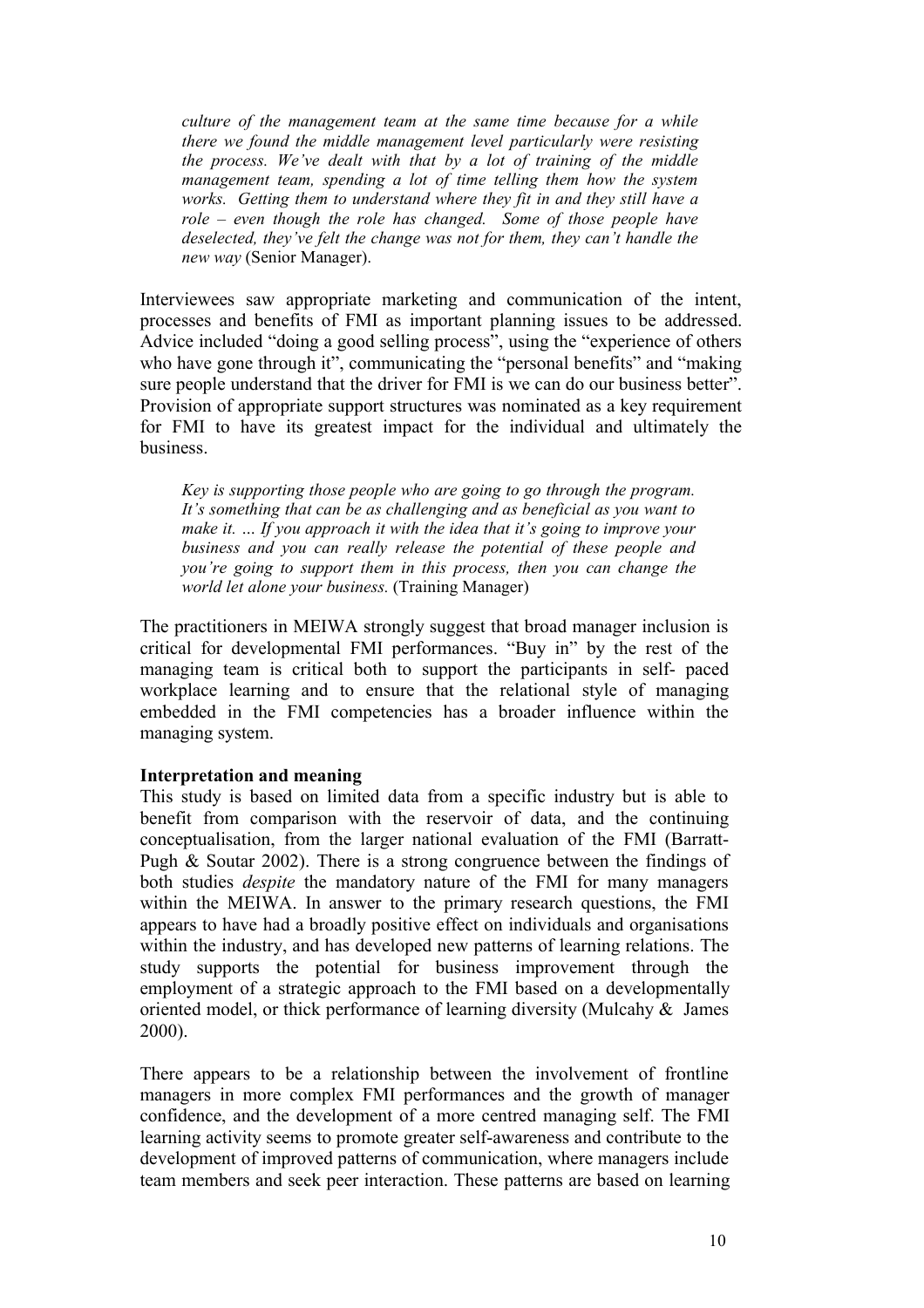*culture of the management team at the same time because for a while there we found the middle management level particularly were resisting the process. We've dealt with that by a lot of training of the middle management team, spending a lot of time telling them how the system works. Getting them to understand where they fit in and they still have a role – even though the role has changed. Some of those people have deselected, they've felt the change was not for them, they can't handle the new way* (Senior Manager).

Interviewees saw appropriate marketing and communication of the intent, processes and benefits of FMI as important planning issues to be addressed. Advice included "doing a good selling process", using the "experience of others who have gone through it", communicating the "personal benefits" and "making sure people understand that the driver for FMI is we can do our business better". Provision of appropriate support structures was nominated as a key requirement for FMI to have its greatest impact for the individual and ultimately the business.

*Key is supporting those people who are going to go through the program. It's something that can be as challenging and as beneficial as you want to make it. … If you approach it with the idea that it's going to improve your business and you can really release the potential of these people and you're going to support them in this process, then you can change the world let alone your business.* (Training Manager)

The practitioners in MEIWA strongly suggest that broad manager inclusion is critical for developmental FMI performances. "Buy in" by the rest of the managing team is critical both to support the participants in self- paced workplace learning and to ensure that the relational style of managing embedded in the FMI competencies has a broader influence within the managing system.

**Interpretation and meaning**

This study is based on limited data from a specific industry but is able to benefit from comparison with the reservoir of data, and the continuing conceptualisation, from the larger national evaluation of the FMI (Barratt-Pugh & Soutar 2002). There is a strong congruence between the findings of both studies *despite* the mandatory nature of the FMI for many managers within the MEIWA. In answer to the primary research questions, the FMI appears to have had a broadly positive effect on individuals and organisations within the industry, and has developed new patterns of learning relations. The study supports the potential for business improvement through the employment of a strategic approach to the FMI based on a developmentally oriented model, or thick performance of learning diversity (Mulcahy & James 2000).

There appears to be a relationship between the involvement of frontline managers in more complex FMI performances and the growth of manager confidence, and the development of a more centred managing self. The FMI learning activity seems to promote greater self-awareness and contribute to the development of improved patterns of communication, where managers include team members and seek peer interaction. These patterns are based on learning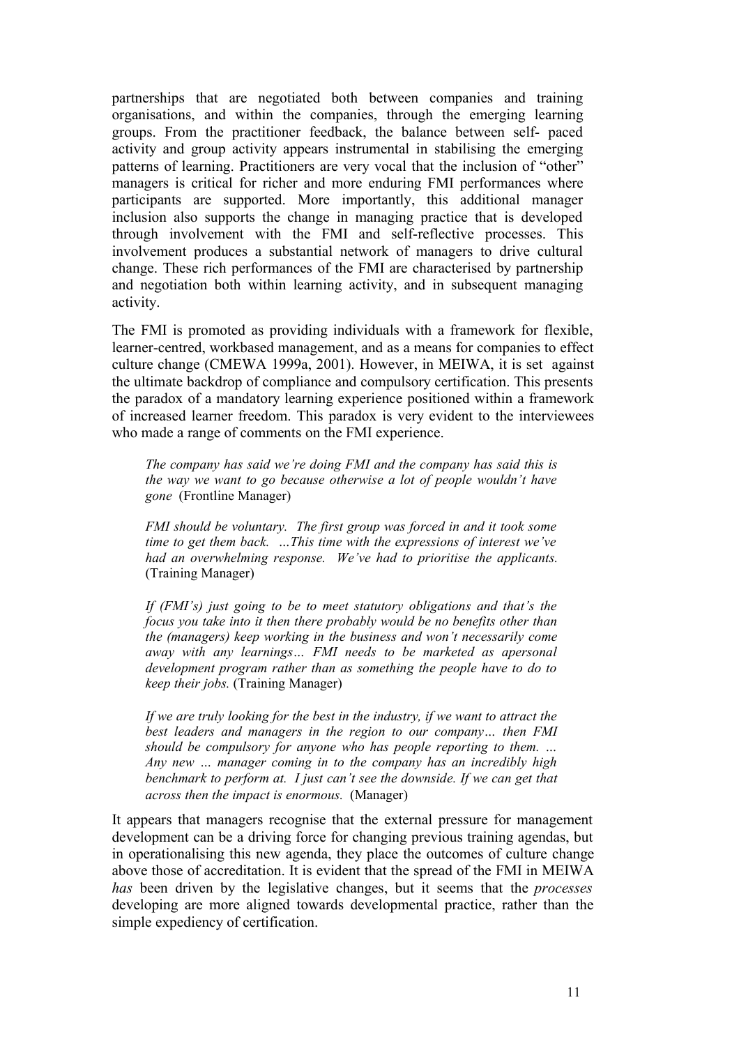partnerships that are negotiated both between companies and training organisations, and within the companies, through the emerging learning groups. From the practitioner feedback, the balance between self- paced activity and group activity appears instrumental in stabilising the emerging patterns of learning. Practitioners are very vocal that the inclusion of "other" managers is critical for richer and more enduring FMI performances where participants are supported. More importantly, this additional manager inclusion also supports the change in managing practice that is developed through involvement with the FMI and self-reflective processes. This involvement produces a substantial network of managers to drive cultural change. These rich performances of the FMI are characterised by partnership and negotiation both within learning activity, and in subsequent managing activity.

The FMI is promoted as providing individuals with a framework for flexible, learner-centred, workbased management, and as a means for companies to effect culture change (CMEWA 1999a, 2001). However, in MEIWA, it is set against the ultimate backdrop of compliance and compulsory certification. This presents the paradox of a mandatory learning experience positioned within a framework of increased learner freedom. This paradox is very evident to the interviewees who made a range of comments on the FMI experience.

> *The company has said we're doing FMI and the company has said this is the way we want to go because otherwise a lot of people wouldn't have gone* (Frontline Manager)

> *FMI should be voluntary. The first group was forced in and it took some time to get them back. …This time with the expressions of interest we've had an overwhelming response. We've had to prioritise the applicants.* (Training Manager)

> *If (FMI's) just going to be to meet statutory obligations and that's the focus you take into it then there probably would be no benefits other than the (managers) keep working in the business and won't necessarily come away with any learnings… FMI needs to be marketed as apersonal development program rather than as something the people have to do to keep their jobs.* (Training Manager)

> *If we are truly looking for the best in the industry, if we want to attract the best leaders and managers in the region to our company… then FMI should be compulsory for anyone who has people reporting to them. … Any new … manager coming in to the company has an incredibly high benchmark to perform at. I just can't see the downside. If we can get that across then the impact is enormous.* (Manager)

It appears that managers recognise that the external pressure for management development can be a driving force for changing previous training agendas, but in operationalising this new agenda, they place the outcomes of culture change above those of accreditation. It is evident that the spread of the FMI in MEIWA *has* been driven by the legislative changes, but it seems that the *processes* developing are more aligned towards developmental practice, rather than the simple expediency of certification.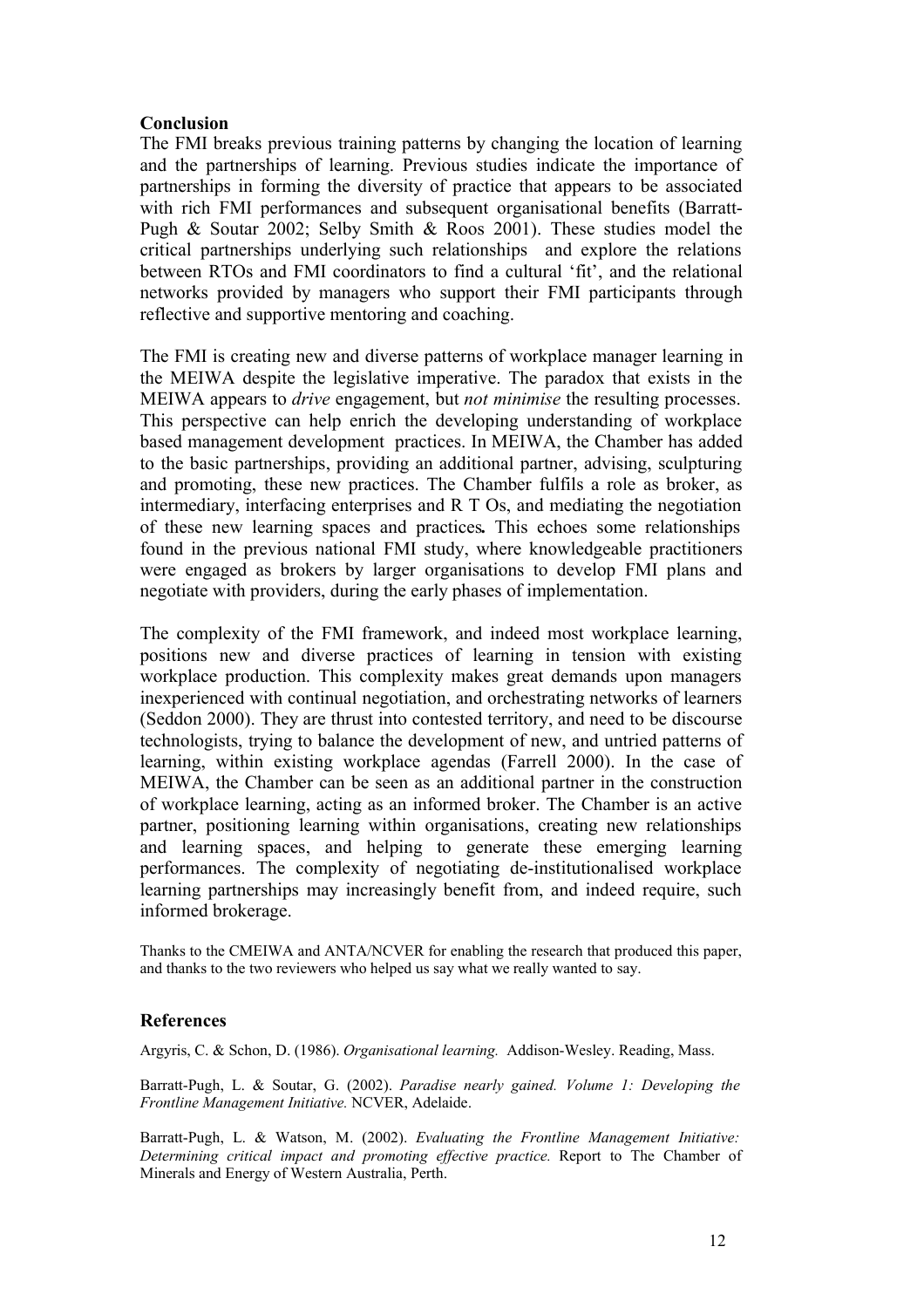## Conclusion

The FMI breaks previous training patterns by changing the location of learning and the partnerships of learning. Previous studies indicate the importance of partnerships in forming the diversity of practice that appears to be associated with rich FMI performances and subsequent organisational benefits (Barratt-Pugh & Soutar 2002; Selby Smith & Roos 2001). These studies model the critical partnerships underlying such relationships and explore the relations between RTOs and FMI coordinators to find a cultural 'fit', and the relational networks provided by managers who support their FMI participants through reflective and supportive mentoring and coaching.

The FMI is creating new and diverse patterns of workplace manager learning in the MEIWA despite the legislative imperative. The paradox that exists in the MEIWA appears to *drive* engagement, but *not minimise* the resulting processes. This perspective can help enrich the developing understanding of workplace based management development practices. In MEIWA, the Chamber has added to the basic partnerships, providing an additional partner, advising, sculpturing and promoting, these new practices. The Chamber fulfils a role as broker, as intermediary, interfacing enterprises and R T Os, and mediating the negotiation of these new learning spaces and practices**.** This echoes some relationships found in the previous national FMI study, where knowledgeable practitioners were engaged as brokers by larger organisations to develop FMI plans and negotiate with providers, during the early phases of implementation.

The complexity of the FMI framework, and indeed most workplace learning, positions new and diverse practices of learning in tension with existing workplace production. This complexity makes great demands upon managers inexperienced with continual negotiation, and orchestrating networks of learners (Seddon 2000). They are thrust into contested territory, and need to be discourse technologists, trying to balance the development of new, and untried patterns of learning, within existing workplace agendas (Farrell 2000). In the case of MEIWA, the Chamber can be seen as an additional partner in the construction of workplace learning, acting as an informed broker. The Chamber is an active partner, positioning learning within organisations, creating new relationships and learning spaces, and helping to generate these emerging learning performances. The complexity of negotiating de-institutionalised workplace learning partnerships may increasingly benefit from, and indeed require, such informed brokerage.

Thanks to the CMEIWA and ANTA/NCVER for enabling the research that produced this paper, and thanks to the two reviewers who helped us say what we really wanted to say.

## References

Argyris, C. & Schon, D. (1986). *Organisational learning.* Addison-Wesley. Reading, Mass.

Barratt-Pugh, L. & Soutar, G. (2002). *Paradise nearly gained. Volume 1: Developing the Frontline Management Initiative.* NCVER, Adelaide.

Barratt-Pugh, L. & Watson, M. (2002). *Evaluating the Frontline Management Initiative: Determining critical impact and promoting effective practice.* Report to The Chamber of Minerals and Energy of Western Australia, Perth.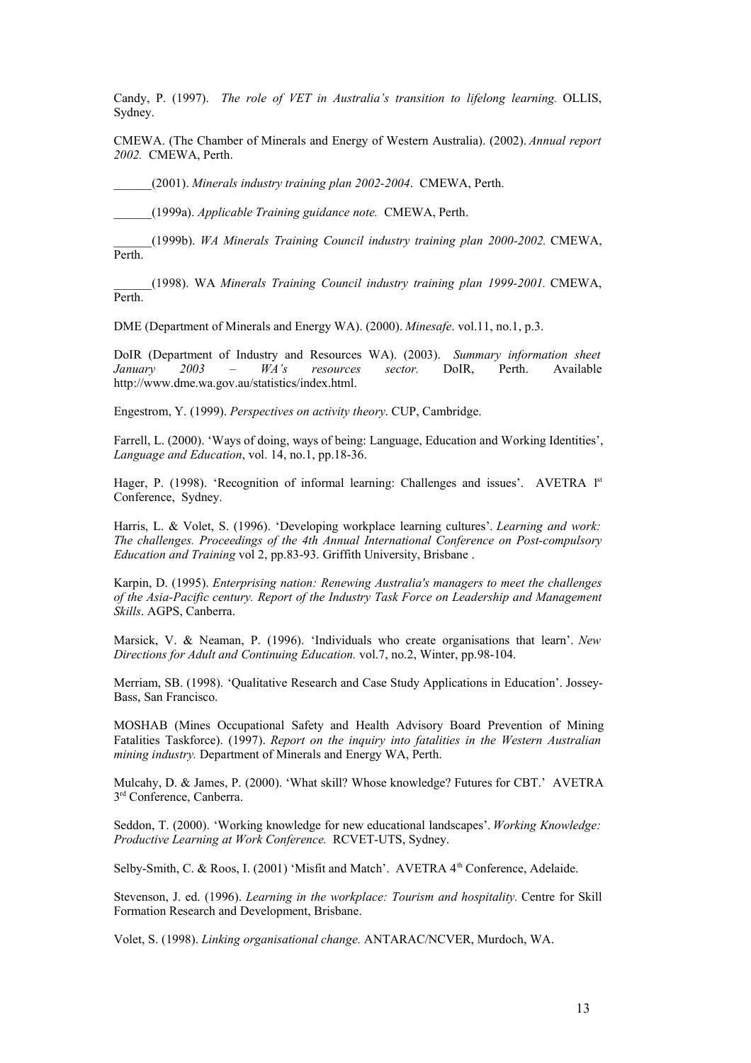Candy, P. (1997). *The role of VET in Australia's transition to lifelong learning.* OLLIS, Sydney.

CMEWA. (The Chamber of Minerals and Energy of Western Australia). (2002). *Annual report 2002.* CMEWA, Perth.

______(2001). *Minerals industry training plan 2002-2004*. CMEWA, Perth.

______(1999a). *Applicable Training guidance note.* CMEWA, Perth.

______(1999b). *WA Minerals Training Council industry training plan 2000-2002.* CMEWA, Perth.

______(1998). WA *Minerals Training Council industry training plan 1999-2001.* CMEWA, Perth.

DME (Department of Minerals and Energy WA). (2000). *Minesafe*. vol.11, no.1, p.3.

DoIR (Department of Industry and Resources WA). (2003). *Summary information sheet January 2003 – WA's resources sector.* DoIR, Perth. Available http://www.dme.wa.gov.au/statistics/index.html.

Engestrom, Y. (1999). *Perspectives on activity theory*. CUP, Cambridge.

Farrell, L. (2000). 'Ways of doing, ways of being: Language, Education and Working Identities', *Language and Education*, vol. 14, no.1, pp.18-36.

Hager, P. (1998). 'Recognition of informal learning: Challenges and issues'. AVETRA 1st Conference, Sydney.

Harris, L. & Volet, S. (1996). 'Developing workplace learning cultures'. *Learning and work: The challenges. Proceedings of the 4th Annual International Conference on Post-compulsory Education and Training* vol 2, pp.83-93. Griffith University, Brisbane .

Karpin, D. (1995). *Enterprising nation: Renewing Australia's managers to meet the challenges of the Asia-Pacific century. Report of the Industry Task Force on Leadership and Management Skills*. AGPS, Canberra.

Marsick, V. & Neaman, P. (1996). 'Individuals who create organisations that learn'. *New Directions for Adult and Continuing Education.* vol.7, no.2, Winter, pp.98-104.

Merriam, SB. (1998). 'Qualitative Research and Case Study Applications in Education'. Jossey-Bass, San Francisco.

MOSHAB (Mines Occupational Safety and Health Advisory Board Prevention of Mining Fatalities Taskforce). (1997). *Report on the inquiry into fatalities in the Western Australian mining industry.* Department of Minerals and Energy WA, Perth.

Mulcahy, D. & James, P. (2000). 'What skill? Whose knowledge? Futures for CBT.' AVETRA 3rd Conference, Canberra.

Seddon, T. (2000). 'Working knowledge for new educational landscapes'. *Working Knowledge: Productive Learning at Work Conference.* RCVET-UTS, Sydney.

Selby-Smith, C. & Roos, I. (2001) 'Misfit and Match'. AVETRA 4th Conference, Adelaide.

Stevenson, J. ed. (1996). *Learning in the workplace: Tourism and hospitality.* Centre for Skill Formation Research and Development, Brisbane.

Volet, S. (1998). *Linking organisational change.* ANTARAC/NCVER, Murdoch, WA.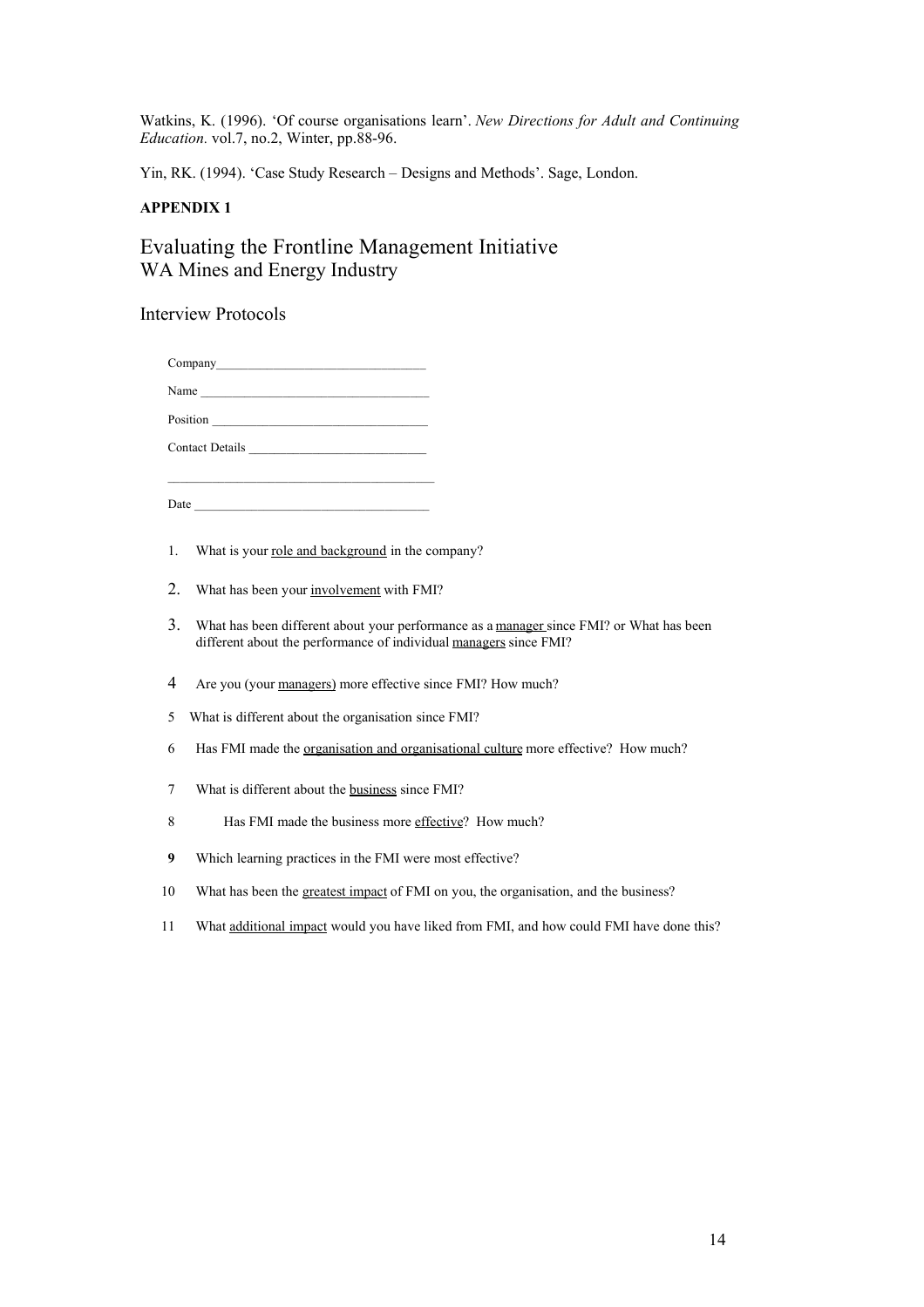Watkins, K. (1996). 'Of course organisations learn'. *New Directions for Adult and Continuing Education.* vol.7, no.2, Winter, pp.88-96.

Yin, RK. (1994). 'Case Study Research – Designs and Methods'. Sage, London.

**APPENDIX 1**

# Evaluating the Frontline Management Initiative
## WA Mines and Energy Industry

### Interview Protocols

Company________________________________

Name __________________________________

Position ________________________________

Contact Details ___________________________

________________________________________

Date ___________________________________

1. What is your role and background in the company?
2. What has been your involvement with FMI?
3. What has been different about your performance as a manager since FMI? or What has been different about the performance of individual managers since FMI?
4. Are you (your managers) more effective since FMI? How much?
5. What is different about the organisation since FMI?
6. Has FMI made the organisation and organisational culture more effective? How much?
7. What is different about the business since FMI?
8. Has FMI made the business more effective? How much?
9. Which learning practices in the FMI were most effective?
10. What has been the greatest impact of FMI on you, the organisation, and the business?
11. What additional impact would you have liked from FMI, and how could FMI have done this?